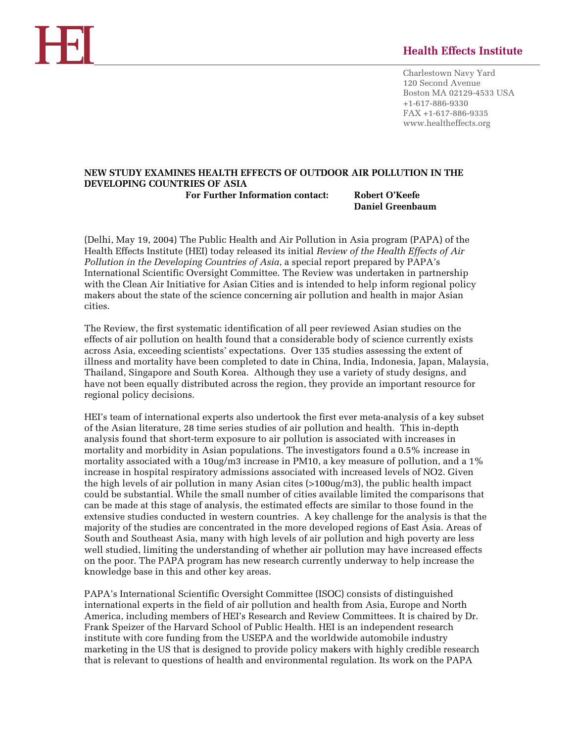HEI

**Health Effects Institute**

Charlestown Navy Yard
120 Second Avenue
Boston MA 02129-4533 USA
+1-617-886-9330
FAX +1-617-886-9335
www.healtheffects.org

**NEW STUDY EXAMINES HEALTH EFFECTS OF OUTDOOR AIR POLLUTION IN THE DEVELOPING COUNTRIES OF ASIA**

**For Further Information contact: Robert O'Keefe**
**Daniel Greenbaum**

(Delhi, May 19, 2004) The Public Health and Air Pollution in Asia program (PAPA) of the Health Effects Institute (HEI) today released its initial *Review of the Health Effects of Air Pollution in the Developing Countries of Asia*, a special report prepared by PAPA's International Scientific Oversight Committee. The Review was undertaken in partnership with the Clean Air Initiative for Asian Cities and is intended to help inform regional policy makers about the state of the science concerning air pollution and health in major Asian cities.

The Review, the first systematic identification of all peer reviewed Asian studies on the effects of air pollution on health found that a considerable body of science currently exists across Asia, exceeding scientists' expectations. Over 135 studies assessing the extent of illness and mortality have been completed to date in China, India, Indonesia, Japan, Malaysia, Thailand, Singapore and South Korea. Although they use a variety of study designs, and have not been equally distributed across the region, they provide an important resource for regional policy decisions.

HEI's team of international experts also undertook the first ever meta-analysis of a key subset of the Asian literature, 28 time series studies of air pollution and health. This in-depth analysis found that short-term exposure to air pollution is associated with increases in mortality and morbidity in Asian populations. The investigators found a 0.5% increase in mortality associated with a 10ug/m3 increase in PM10, a key measure of pollution, and a 1% increase in hospital respiratory admissions associated with increased levels of NO2. Given the high levels of air pollution in many Asian cites (>100ug/m3), the public health impact could be substantial. While the small number of cities available limited the comparisons that can be made at this stage of analysis, the estimated effects are similar to those found in the extensive studies conducted in western countries. A key challenge for the analysis is that the majority of the studies are concentrated in the more developed regions of East Asia. Areas of South and Southeast Asia, many with high levels of air pollution and high poverty are less well studied, limiting the understanding of whether air pollution may have increased effects on the poor. The PAPA program has new research currently underway to help increase the knowledge base in this and other key areas.

PAPA's International Scientific Oversight Committee (ISOC) consists of distinguished international experts in the field of air pollution and health from Asia, Europe and North America, including members of HEI's Research and Review Committees. It is chaired by Dr. Frank Speizer of the Harvard School of Public Health. HEI is an independent research institute with core funding from the USEPA and the worldwide automobile industry marketing in the US that is designed to provide policy makers with highly credible research that is relevant to questions of health and environmental regulation. Its work on the PAPA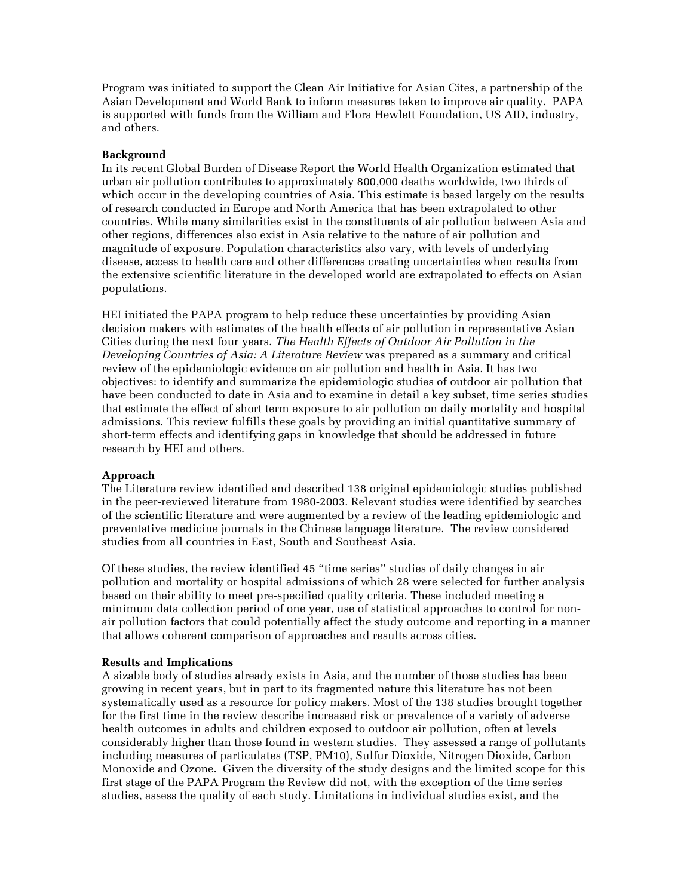Program was initiated to support the Clean Air Initiative for Asian Cites, a partnership of the Asian Development and World Bank to inform measures taken to improve air quality. PAPA is supported with funds from the William and Flora Hewlett Foundation, US AID, industry, and others.

**Background**

In its recent Global Burden of Disease Report the World Health Organization estimated that urban air pollution contributes to approximately 800,000 deaths worldwide, two thirds of which occur in the developing countries of Asia. This estimate is based largely on the results of research conducted in Europe and North America that has been extrapolated to other countries. While many similarities exist in the constituents of air pollution between Asia and other regions, differences also exist in Asia relative to the nature of air pollution and magnitude of exposure. Population characteristics also vary, with levels of underlying disease, access to health care and other differences creating uncertainties when results from the extensive scientific literature in the developed world are extrapolated to effects on Asian populations.

HEI initiated the PAPA program to help reduce these uncertainties by providing Asian decision makers with estimates of the health effects of air pollution in representative Asian Cities during the next four years. *The Health Effects of Outdoor Air Pollution in the Developing Countries of Asia: A Literature Review* was prepared as a summary and critical review of the epidemiologic evidence on air pollution and health in Asia. It has two objectives: to identify and summarize the epidemiologic studies of outdoor air pollution that have been conducted to date in Asia and to examine in detail a key subset, time series studies that estimate the effect of short term exposure to air pollution on daily mortality and hospital admissions. This review fulfills these goals by providing an initial quantitative summary of short-term effects and identifying gaps in knowledge that should be addressed in future research by HEI and others.

**Approach**

The Literature review identified and described 138 original epidemiologic studies published in the peer-reviewed literature from 1980-2003. Relevant studies were identified by searches of the scientific literature and were augmented by a review of the leading epidemiologic and preventative medicine journals in the Chinese language literature. The review considered studies from all countries in East, South and Southeast Asia.

Of these studies, the review identified 45 "time series" studies of daily changes in air pollution and mortality or hospital admissions of which 28 were selected for further analysis based on their ability to meet pre-specified quality criteria. These included meeting a minimum data collection period of one year, use of statistical approaches to control for non-air pollution factors that could potentially affect the study outcome and reporting in a manner that allows coherent comparison of approaches and results across cities.

**Results and Implications**

A sizable body of studies already exists in Asia, and the number of those studies has been growing in recent years, but in part to its fragmented nature this literature has not been systematically used as a resource for policy makers. Most of the 138 studies brought together for the first time in the review describe increased risk or prevalence of a variety of adverse health outcomes in adults and children exposed to outdoor air pollution, often at levels considerably higher than those found in western studies. They assessed a range of pollutants including measures of particulates (TSP, PM10), Sulfur Dioxide, Nitrogen Dioxide, Carbon Monoxide and Ozone. Given the diversity of the study designs and the limited scope for this first stage of the PAPA Program the Review did not, with the exception of the time series studies, assess the quality of each study. Limitations in individual studies exist, and the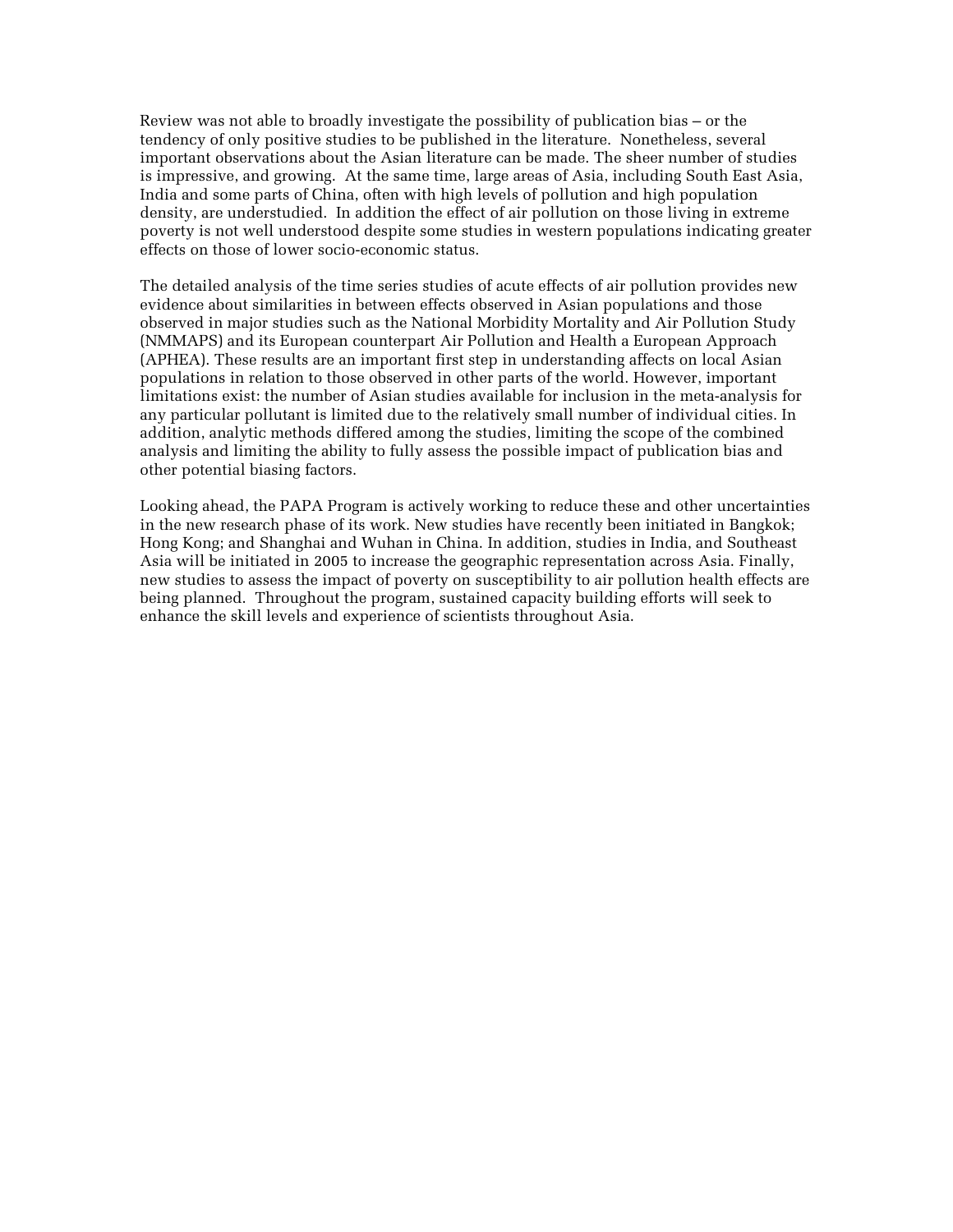Review was not able to broadly investigate the possibility of publication bias – or the tendency of only positive studies to be published in the literature. Nonetheless, several important observations about the Asian literature can be made. The sheer number of studies is impressive, and growing. At the same time, large areas of Asia, including South East Asia, India and some parts of China, often with high levels of pollution and high population density, are understudied. In addition the effect of air pollution on those living in extreme poverty is not well understood despite some studies in western populations indicating greater effects on those of lower socio-economic status.

The detailed analysis of the time series studies of acute effects of air pollution provides new evidence about similarities in between effects observed in Asian populations and those observed in major studies such as the National Morbidity Mortality and Air Pollution Study (NMMAPS) and its European counterpart Air Pollution and Health a European Approach (APHEA). These results are an important first step in understanding affects on local Asian populations in relation to those observed in other parts of the world. However, important limitations exist: the number of Asian studies available for inclusion in the meta-analysis for any particular pollutant is limited due to the relatively small number of individual cities. In addition, analytic methods differed among the studies, limiting the scope of the combined analysis and limiting the ability to fully assess the possible impact of publication bias and other potential biasing factors.

Looking ahead, the PAPA Program is actively working to reduce these and other uncertainties in the new research phase of its work. New studies have recently been initiated in Bangkok; Hong Kong; and Shanghai and Wuhan in China. In addition, studies in India, and Southeast Asia will be initiated in 2005 to increase the geographic representation across Asia. Finally, new studies to assess the impact of poverty on susceptibility to air pollution health effects are being planned. Throughout the program, sustained capacity building efforts will seek to enhance the skill levels and experience of scientists throughout Asia.